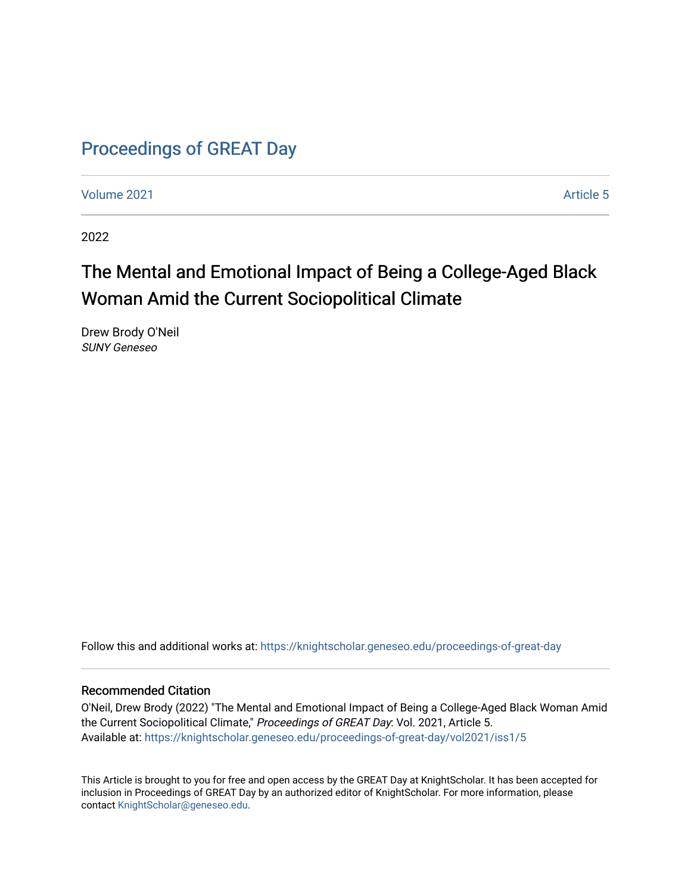# Proceedings of GREAT Day

Volume 2021 Article 5

2022

## The Mental and Emotional Impact of Being a College-Aged Black Woman Amid the Current Sociopolitical Climate

Drew Brody O'Neil
*SUNY Geneseo*

Follow this and additional works at: https://knightscholar.geneseo.edu/proceedings-of-great-day

### Recommended Citation

O'Neil, Drew Brody (2022) "The Mental and Emotional Impact of Being a College-Aged Black Woman Amid the Current Sociopolitical Climate," *Proceedings of GREAT Day*: Vol. 2021, Article 5.
Available at: https://knightscholar.geneseo.edu/proceedings-of-great-day/vol2021/iss1/5

This Article is brought to you for free and open access by the GREAT Day at KnightScholar. It has been accepted for inclusion in Proceedings of GREAT Day by an authorized editor of KnightScholar. For more information, please contact KnightScholar@geneseo.edu.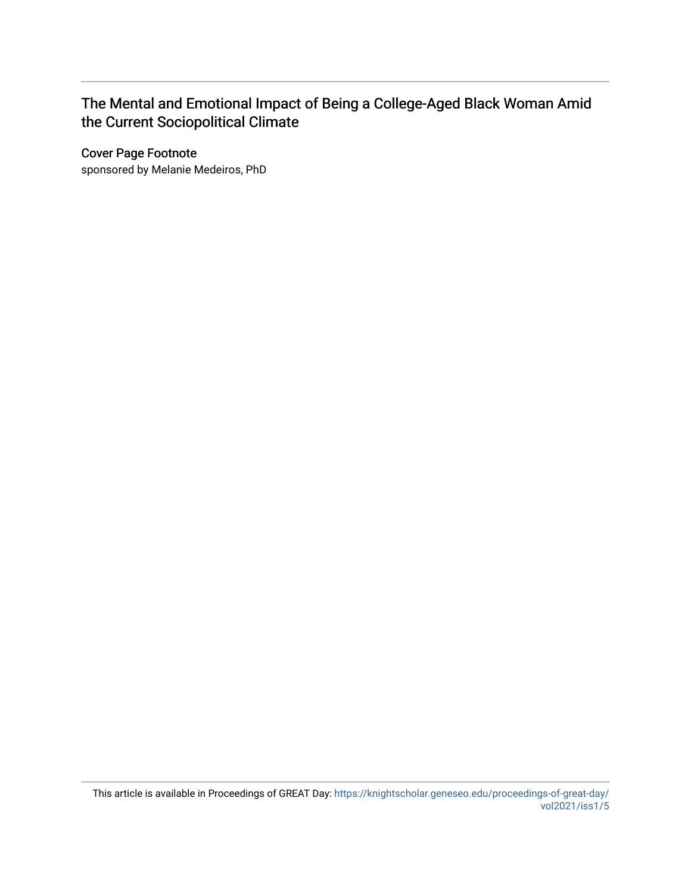# The Mental and Emotional Impact of Being a College-Aged Black Woman Amid the Current Sociopolitical Climate

## Cover Page Footnote

sponsored by Melanie Medeiros, PhD

This article is available in Proceedings of GREAT Day: https://knightscholar.geneseo.edu/proceedings-of-great-day/vol2021/iss1/5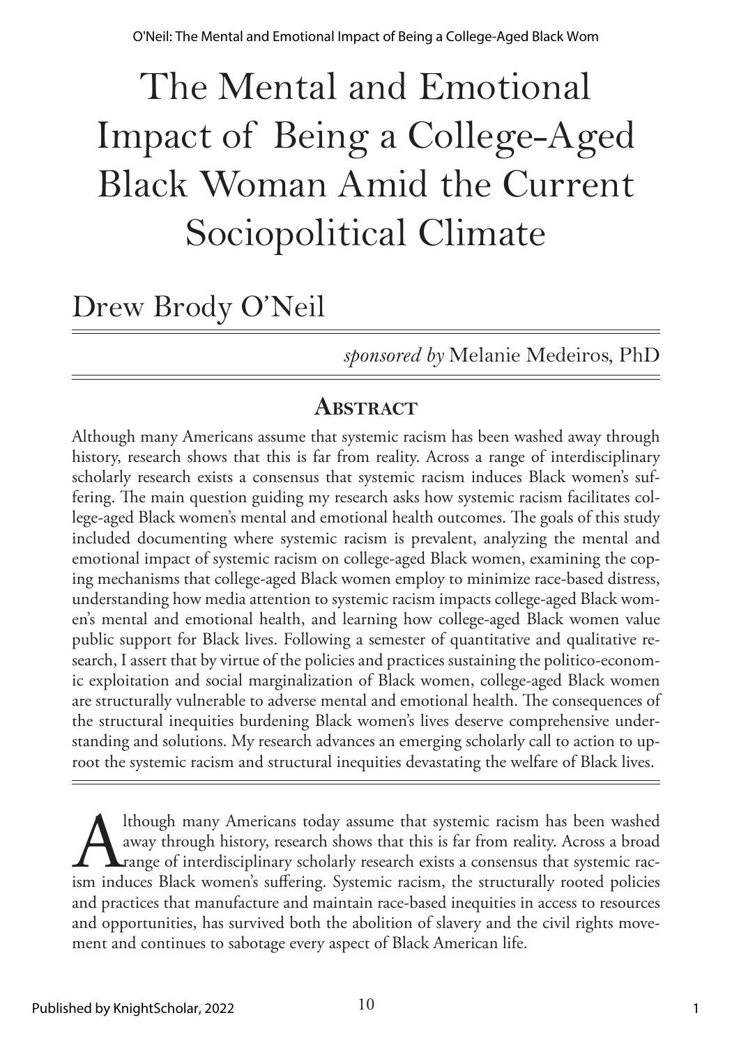# The Mental and Emotional Impact of Being a College-Aged Black Woman Amid the Current Sociopolitical Climate

## Drew Brody O'Neil

*sponsored by* Melanie Medeiros, PhD

### Abstract

Although many Americans assume that systemic racism has been washed away through history, research shows that this is far from reality. Across a range of interdisciplinary scholarly research exists a consensus that systemic racism induces Black women's suffering. The main question guiding my research asks how systemic racism facilitates college-aged Black women's mental and emotional health outcomes. The goals of this study included documenting where systemic racism is prevalent, analyzing the mental and emotional impact of systemic racism on college-aged Black women, examining the coping mechanisms that college-aged Black women employ to minimize race-based distress, understanding how media attention to systemic racism impacts college-aged Black women's mental and emotional health, and learning how college-aged Black women value public support for Black lives. Following a semester of quantitative and qualitative research, I assert that by virtue of the policies and practices sustaining the politico-economic exploitation and social marginalization of Black women, college-aged Black women are structurally vulnerable to adverse mental and emotional health. The consequences of the structural inequities burdening Black women's lives deserve comprehensive understanding and solutions. My research advances an emerging scholarly call to action to uproot the systemic racism and structural inequities devastating the welfare of Black lives.

Although many Americans today assume that systemic racism has been washed away through history, research shows that this is far from reality. Across a broad range of interdisciplinary scholarly research exists a consensus that systemic racism induces Black women's suffering. Systemic racism, the structurally rooted policies and practices that manufacture and maintain race-based inequities in access to resources and opportunities, has survived both the abolition of slavery and the civil rights movement and continues to sabotage every aspect of Black American life.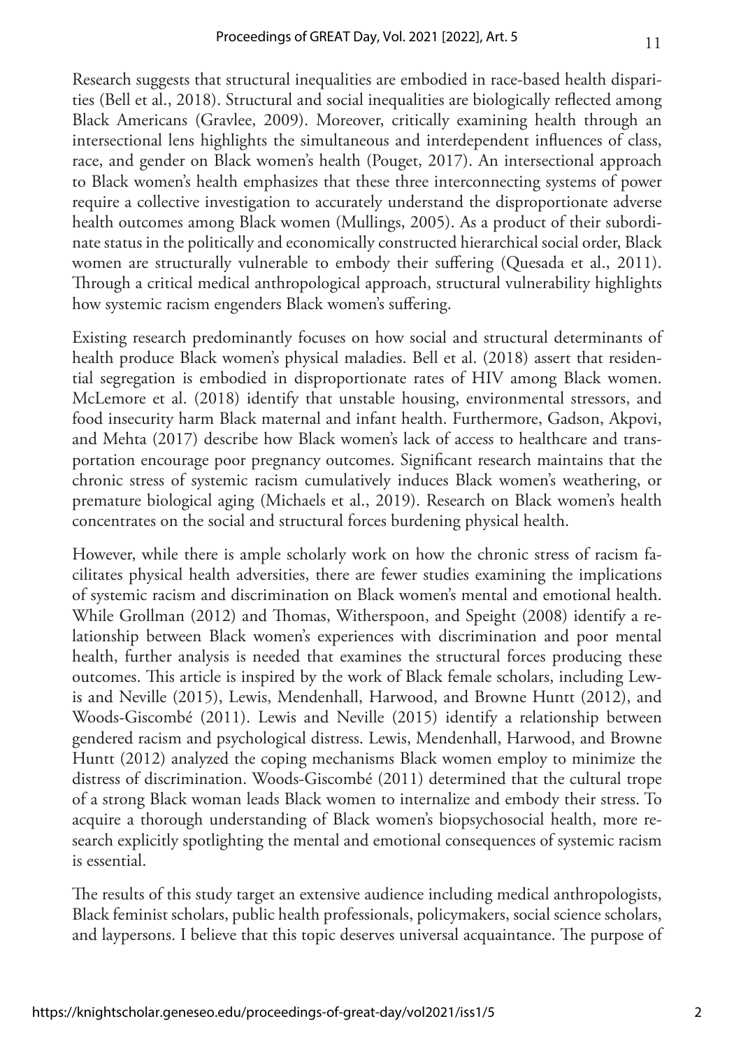Research suggests that structural inequalities are embodied in race-based health disparities (Bell et al., 2018). Structural and social inequalities are biologically reflected among Black Americans (Gravlee, 2009). Moreover, critically examining health through an intersectional lens highlights the simultaneous and interdependent influences of class, race, and gender on Black women's health (Pouget, 2017). An intersectional approach to Black women's health emphasizes that these three interconnecting systems of power require a collective investigation to accurately understand the disproportionate adverse health outcomes among Black women (Mullings, 2005). As a product of their subordinate status in the politically and economically constructed hierarchical social order, Black women are structurally vulnerable to embody their suffering (Quesada et al., 2011). Through a critical medical anthropological approach, structural vulnerability highlights how systemic racism engenders Black women's suffering.

Existing research predominantly focuses on how social and structural determinants of health produce Black women's physical maladies. Bell et al. (2018) assert that residential segregation is embodied in disproportionate rates of HIV among Black women. McLemore et al. (2018) identify that unstable housing, environmental stressors, and food insecurity harm Black maternal and infant health. Furthermore, Gadson, Akpovi, and Mehta (2017) describe how Black women's lack of access to healthcare and transportation encourage poor pregnancy outcomes. Significant research maintains that the chronic stress of systemic racism cumulatively induces Black women's weathering, or premature biological aging (Michaels et al., 2019). Research on Black women's health concentrates on the social and structural forces burdening physical health.

However, while there is ample scholarly work on how the chronic stress of racism facilitates physical health adversities, there are fewer studies examining the implications of systemic racism and discrimination on Black women's mental and emotional health. While Grollman (2012) and Thomas, Witherspoon, and Speight (2008) identify a relationship between Black women's experiences with discrimination and poor mental health, further analysis is needed that examines the structural forces producing these outcomes. This article is inspired by the work of Black female scholars, including Lewis and Neville (2015), Lewis, Mendenhall, Harwood, and Browne Huntt (2012), and Woods-Giscombé (2011). Lewis and Neville (2015) identify a relationship between gendered racism and psychological distress. Lewis, Mendenhall, Harwood, and Browne Huntt (2012) analyzed the coping mechanisms Black women employ to minimize the distress of discrimination. Woods-Giscombé (2011) determined that the cultural trope of a strong Black woman leads Black women to internalize and embody their stress. To acquire a thorough understanding of Black women's biopsychosocial health, more research explicitly spotlighting the mental and emotional consequences of systemic racism is essential.

The results of this study target an extensive audience including medical anthropologists, Black feminist scholars, public health professionals, policymakers, social science scholars, and laypersons. I believe that this topic deserves universal acquaintance. The purpose of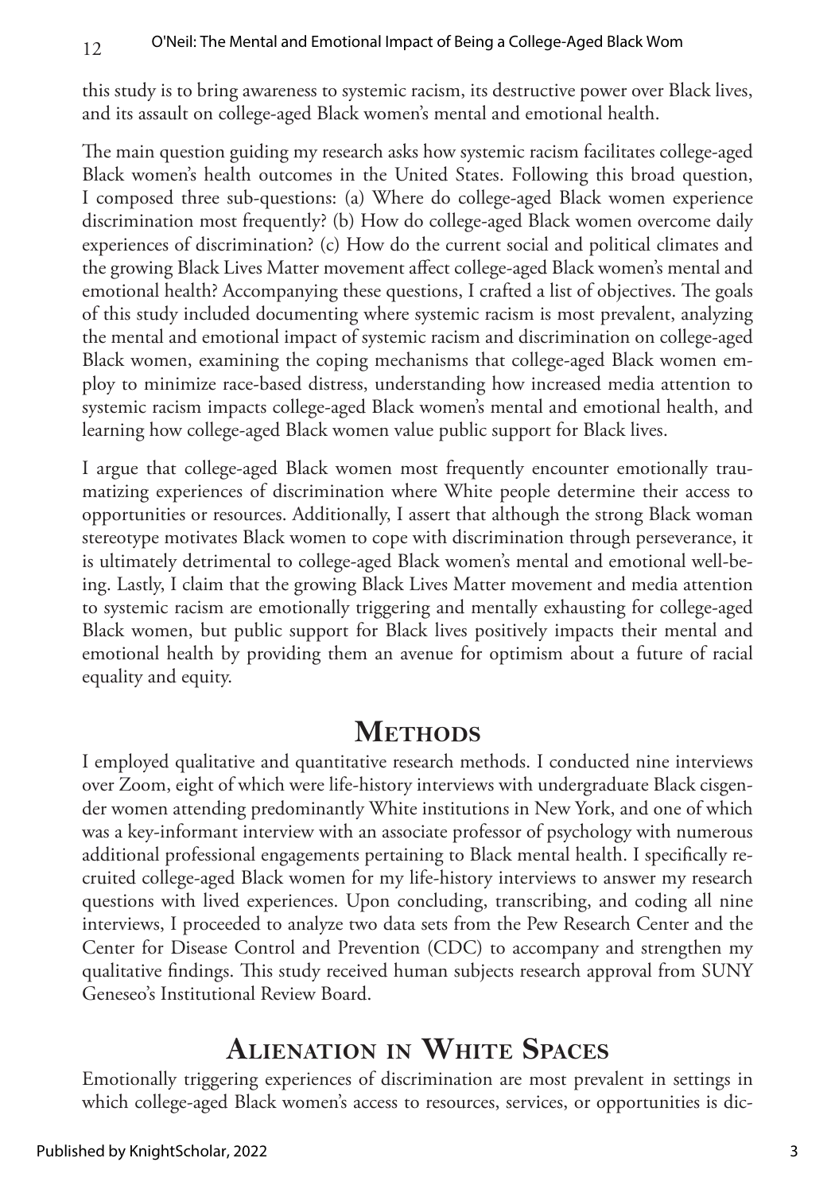this study is to bring awareness to systemic racism, its destructive power over Black lives, and its assault on college-aged Black women's mental and emotional health.

The main question guiding my research asks how systemic racism facilitates college-aged Black women's health outcomes in the United States. Following this broad question, I composed three sub-questions: (a) Where do college-aged Black women experience discrimination most frequently? (b) How do college-aged Black women overcome daily experiences of discrimination? (c) How do the current social and political climates and the growing Black Lives Matter movement affect college-aged Black women's mental and emotional health? Accompanying these questions, I crafted a list of objectives. The goals of this study included documenting where systemic racism is most prevalent, analyzing the mental and emotional impact of systemic racism and discrimination on college-aged Black women, examining the coping mechanisms that college-aged Black women employ to minimize race-based distress, understanding how increased media attention to systemic racism impacts college-aged Black women's mental and emotional health, and learning how college-aged Black women value public support for Black lives.

I argue that college-aged Black women most frequently encounter emotionally traumatizing experiences of discrimination where White people determine their access to opportunities or resources. Additionally, I assert that although the strong Black woman stereotype motivates Black women to cope with discrimination through perseverance, it is ultimately detrimental to college-aged Black women's mental and emotional well-being. Lastly, I claim that the growing Black Lives Matter movement and media attention to systemic racism are emotionally triggering and mentally exhausting for college-aged Black women, but public support for Black lives positively impacts their mental and emotional health by providing them an avenue for optimism about a future of racial equality and equity.

## Methods

I employed qualitative and quantitative research methods. I conducted nine interviews over Zoom, eight of which were life-history interviews with undergraduate Black cisgender women attending predominantly White institutions in New York, and one of which was a key-informant interview with an associate professor of psychology with numerous additional professional engagements pertaining to Black mental health. I specifically recruited college-aged Black women for my life-history interviews to answer my research questions with lived experiences. Upon concluding, transcribing, and coding all nine interviews, I proceeded to analyze two data sets from the Pew Research Center and the Center for Disease Control and Prevention (CDC) to accompany and strengthen my qualitative findings. This study received human subjects research approval from SUNY Geneseo's Institutional Review Board.

## Alienation in White Spaces

Emotionally triggering experiences of discrimination are most prevalent in settings in which college-aged Black women's access to resources, services, or opportunities is dic-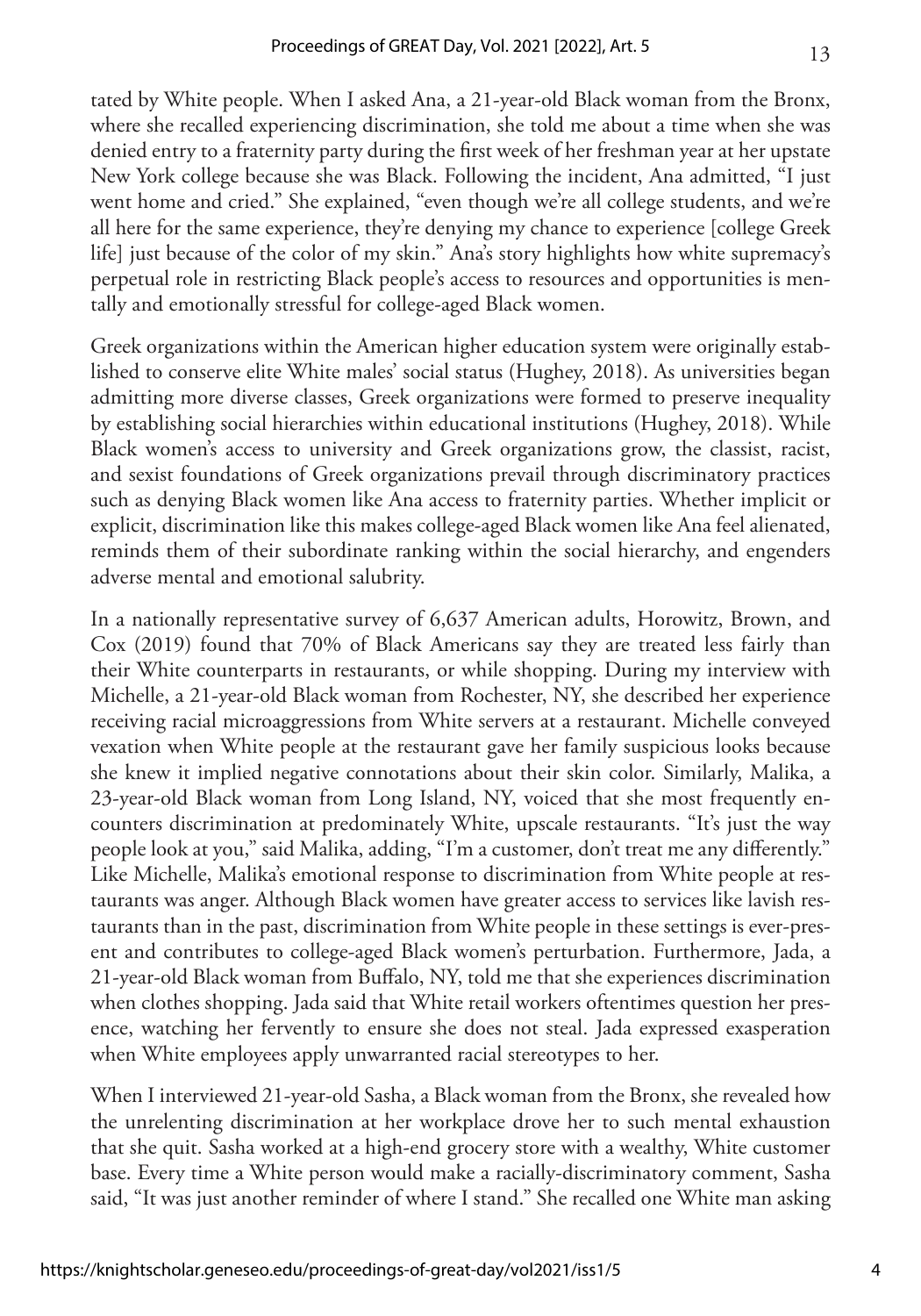tated by White people. When I asked Ana, a 21-year-old Black woman from the Bronx, where she recalled experiencing discrimination, she told me about a time when she was denied entry to a fraternity party during the first week of her freshman year at her upstate New York college because she was Black. Following the incident, Ana admitted, "I just went home and cried." She explained, "even though we're all college students, and we're all here for the same experience, they're denying my chance to experience [college Greek life] just because of the color of my skin." Ana's story highlights how white supremacy's perpetual role in restricting Black people's access to resources and opportunities is mentally and emotionally stressful for college-aged Black women.

Greek organizations within the American higher education system were originally established to conserve elite White males' social status (Hughey, 2018). As universities began admitting more diverse classes, Greek organizations were formed to preserve inequality by establishing social hierarchies within educational institutions (Hughey, 2018). While Black women's access to university and Greek organizations grow, the classist, racist, and sexist foundations of Greek organizations prevail through discriminatory practices such as denying Black women like Ana access to fraternity parties. Whether implicit or explicit, discrimination like this makes college-aged Black women like Ana feel alienated, reminds them of their subordinate ranking within the social hierarchy, and engenders adverse mental and emotional salubrity.

In a nationally representative survey of 6,637 American adults, Horowitz, Brown, and Cox (2019) found that 70% of Black Americans say they are treated less fairly than their White counterparts in restaurants, or while shopping. During my interview with Michelle, a 21-year-old Black woman from Rochester, NY, she described her experience receiving racial microaggressions from White servers at a restaurant. Michelle conveyed vexation when White people at the restaurant gave her family suspicious looks because she knew it implied negative connotations about their skin color. Similarly, Malika, a 23-year-old Black woman from Long Island, NY, voiced that she most frequently encounters discrimination at predominately White, upscale restaurants. "It's just the way people look at you," said Malika, adding, "I'm a customer, don't treat me any differently." Like Michelle, Malika's emotional response to discrimination from White people at restaurants was anger. Although Black women have greater access to services like lavish restaurants than in the past, discrimination from White people in these settings is ever-present and contributes to college-aged Black women's perturbation. Furthermore, Jada, a 21-year-old Black woman from Buffalo, NY, told me that she experiences discrimination when clothes shopping. Jada said that White retail workers oftentimes question her presence, watching her fervently to ensure she does not steal. Jada expressed exasperation when White employees apply unwarranted racial stereotypes to her.

When I interviewed 21-year-old Sasha, a Black woman from the Bronx, she revealed how the unrelenting discrimination at her workplace drove her to such mental exhaustion that she quit. Sasha worked at a high-end grocery store with a wealthy, White customer base. Every time a White person would make a racially-discriminatory comment, Sasha said, "It was just another reminder of where I stand." She recalled one White man asking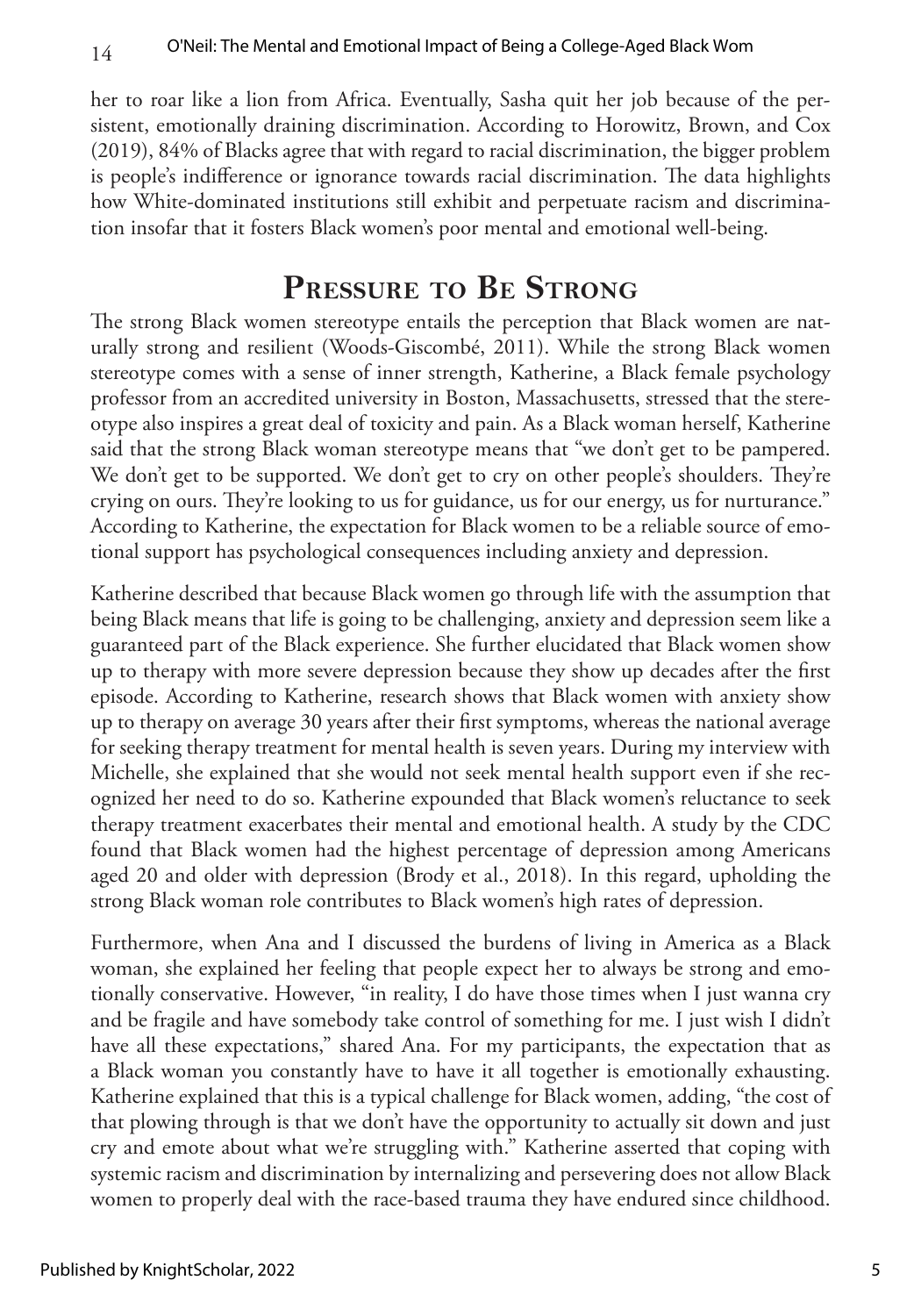her to roar like a lion from Africa. Eventually, Sasha quit her job because of the persistent, emotionally draining discrimination. According to Horowitz, Brown, and Cox (2019), 84% of Blacks agree that with regard to racial discrimination, the bigger problem is people's indifference or ignorance towards racial discrimination. The data highlights how White-dominated institutions still exhibit and perpetuate racism and discrimination insofar that it fosters Black women's poor mental and emotional well-being.

## Pressure to Be Strong

The strong Black women stereotype entails the perception that Black women are naturally strong and resilient (Woods-Giscombé, 2011). While the strong Black women stereotype comes with a sense of inner strength, Katherine, a Black female psychology professor from an accredited university in Boston, Massachusetts, stressed that the stereotype also inspires a great deal of toxicity and pain. As a Black woman herself, Katherine said that the strong Black woman stereotype means that "we don't get to be pampered. We don't get to be supported. We don't get to cry on other people's shoulders. They're crying on ours. They're looking to us for guidance, us for our energy, us for nurturance." According to Katherine, the expectation for Black women to be a reliable source of emotional support has psychological consequences including anxiety and depression.

Katherine described that because Black women go through life with the assumption that being Black means that life is going to be challenging, anxiety and depression seem like a guaranteed part of the Black experience. She further elucidated that Black women show up to therapy with more severe depression because they show up decades after the first episode. According to Katherine, research shows that Black women with anxiety show up to therapy on average 30 years after their first symptoms, whereas the national average for seeking therapy treatment for mental health is seven years. During my interview with Michelle, she explained that she would not seek mental health support even if she recognized her need to do so. Katherine expounded that Black women's reluctance to seek therapy treatment exacerbates their mental and emotional health. A study by the CDC found that Black women had the highest percentage of depression among Americans aged 20 and older with depression (Brody et al., 2018). In this regard, upholding the strong Black woman role contributes to Black women's high rates of depression.

Furthermore, when Ana and I discussed the burdens of living in America as a Black woman, she explained her feeling that people expect her to always be strong and emotionally conservative. However, "in reality, I do have those times when I just wanna cry and be fragile and have somebody take control of something for me. I just wish I didn't have all these expectations," shared Ana. For my participants, the expectation that as a Black woman you constantly have to have it all together is emotionally exhausting. Katherine explained that this is a typical challenge for Black women, adding, "the cost of that plowing through is that we don't have the opportunity to actually sit down and just cry and emote about what we're struggling with." Katherine asserted that coping with systemic racism and discrimination by internalizing and persevering does not allow Black women to properly deal with the race-based trauma they have endured since childhood.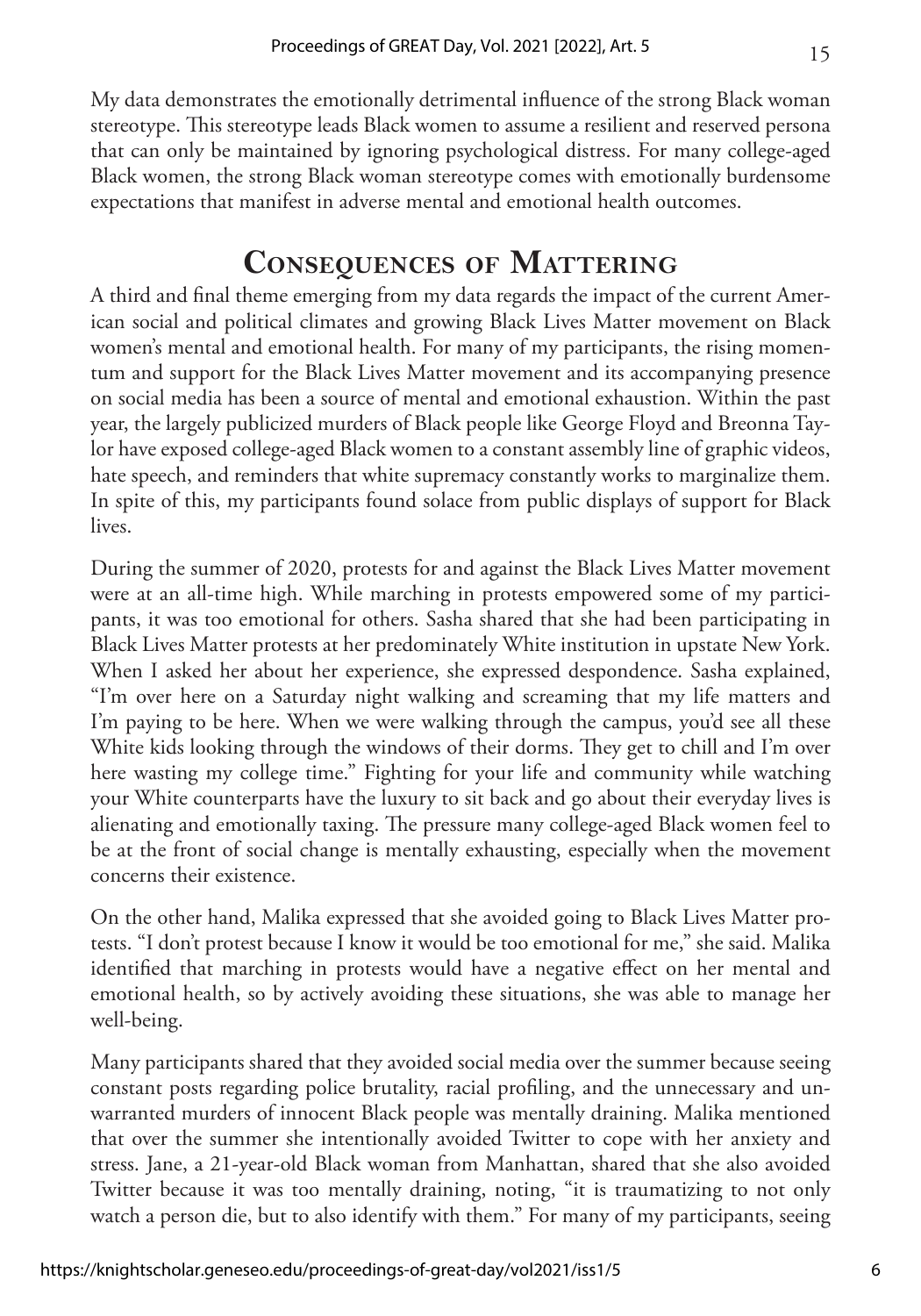My data demonstrates the emotionally detrimental influence of the strong Black woman stereotype. This stereotype leads Black women to assume a resilient and reserved persona that can only be maintained by ignoring psychological distress. For many college-aged Black women, the strong Black woman stereotype comes with emotionally burdensome expectations that manifest in adverse mental and emotional health outcomes.

## Consequences of Mattering

A third and final theme emerging from my data regards the impact of the current American social and political climates and growing Black Lives Matter movement on Black women's mental and emotional health. For many of my participants, the rising momentum and support for the Black Lives Matter movement and its accompanying presence on social media has been a source of mental and emotional exhaustion. Within the past year, the largely publicized murders of Black people like George Floyd and Breonna Taylor have exposed college-aged Black women to a constant assembly line of graphic videos, hate speech, and reminders that white supremacy constantly works to marginalize them. In spite of this, my participants found solace from public displays of support for Black lives.

During the summer of 2020, protests for and against the Black Lives Matter movement were at an all-time high. While marching in protests empowered some of my participants, it was too emotional for others. Sasha shared that she had been participating in Black Lives Matter protests at her predominately White institution in upstate New York. When I asked her about her experience, she expressed despondence. Sasha explained, "I'm over here on a Saturday night walking and screaming that my life matters and I'm paying to be here. When we were walking through the campus, you'd see all these White kids looking through the windows of their dorms. They get to chill and I'm over here wasting my college time." Fighting for your life and community while watching your White counterparts have the luxury to sit back and go about their everyday lives is alienating and emotionally taxing. The pressure many college-aged Black women feel to be at the front of social change is mentally exhausting, especially when the movement concerns their existence.

On the other hand, Malika expressed that she avoided going to Black Lives Matter protests. "I don't protest because I know it would be too emotional for me," she said. Malika identified that marching in protests would have a negative effect on her mental and emotional health, so by actively avoiding these situations, she was able to manage her well-being.

Many participants shared that they avoided social media over the summer because seeing constant posts regarding police brutality, racial profiling, and the unnecessary and unwarranted murders of innocent Black people was mentally draining. Malika mentioned that over the summer she intentionally avoided Twitter to cope with her anxiety and stress. Jane, a 21-year-old Black woman from Manhattan, shared that she also avoided Twitter because it was too mentally draining, noting, "it is traumatizing to not only watch a person die, but to also identify with them." For many of my participants, seeing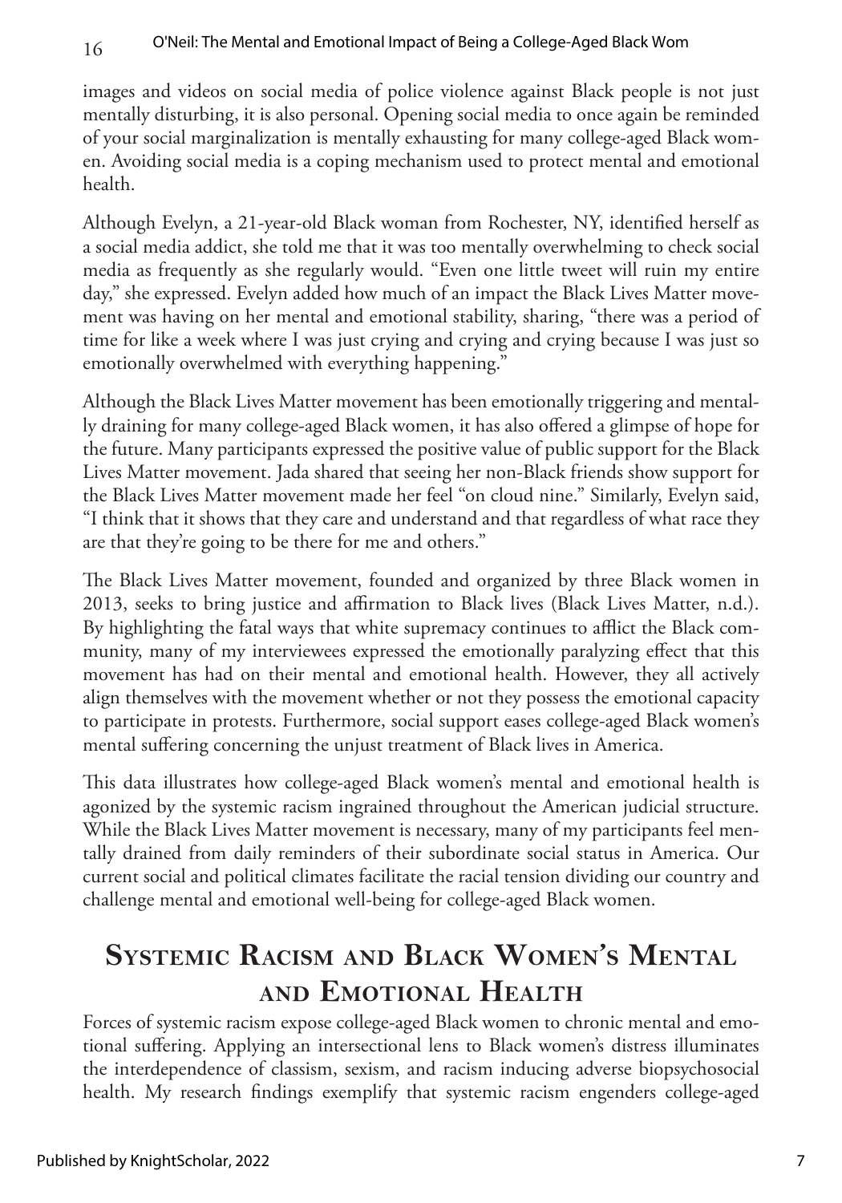images and videos on social media of police violence against Black people is not just mentally disturbing, it is also personal. Opening social media to once again be reminded of your social marginalization is mentally exhausting for many college-aged Black women. Avoiding social media is a coping mechanism used to protect mental and emotional health.

Although Evelyn, a 21-year-old Black woman from Rochester, NY, identified herself as a social media addict, she told me that it was too mentally overwhelming to check social media as frequently as she regularly would. "Even one little tweet will ruin my entire day," she expressed. Evelyn added how much of an impact the Black Lives Matter movement was having on her mental and emotional stability, sharing, "there was a period of time for like a week where I was just crying and crying and crying because I was just so emotionally overwhelmed with everything happening."

Although the Black Lives Matter movement has been emotionally triggering and mentally draining for many college-aged Black women, it has also offered a glimpse of hope for the future. Many participants expressed the positive value of public support for the Black Lives Matter movement. Jada shared that seeing her non-Black friends show support for the Black Lives Matter movement made her feel "on cloud nine." Similarly, Evelyn said, "I think that it shows that they care and understand and that regardless of what race they are that they're going to be there for me and others."

The Black Lives Matter movement, founded and organized by three Black women in 2013, seeks to bring justice and affirmation to Black lives (Black Lives Matter, n.d.). By highlighting the fatal ways that white supremacy continues to afflict the Black community, many of my interviewees expressed the emotionally paralyzing effect that this movement has had on their mental and emotional health. However, they all actively align themselves with the movement whether or not they possess the emotional capacity to participate in protests. Furthermore, social support eases college-aged Black women's mental suffering concerning the unjust treatment of Black lives in America.

This data illustrates how college-aged Black women's mental and emotional health is agonized by the systemic racism ingrained throughout the American judicial structure. While the Black Lives Matter movement is necessary, many of my participants feel mentally drained from daily reminders of their subordinate social status in America. Our current social and political climates facilitate the racial tension dividing our country and challenge mental and emotional well-being for college-aged Black women.

## Systemic Racism and Black Women's Mental and Emotional Health

Forces of systemic racism expose college-aged Black women to chronic mental and emotional suffering. Applying an intersectional lens to Black women's distress illuminates the interdependence of classism, sexism, and racism inducing adverse biopsychosocial health. My research findings exemplify that systemic racism engenders college-aged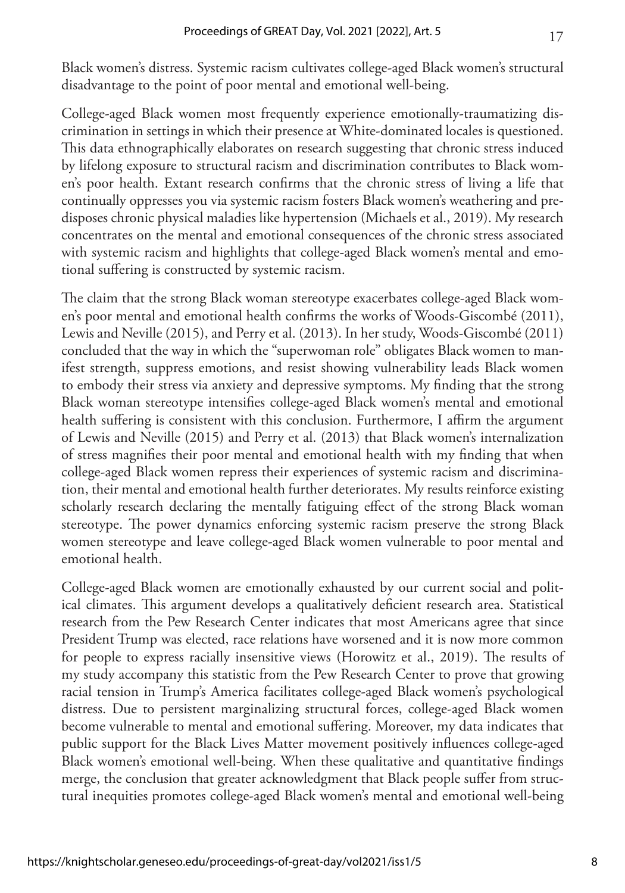Black women's distress. Systemic racism cultivates college-aged Black women's structural disadvantage to the point of poor mental and emotional well-being.

College-aged Black women most frequently experience emotionally-traumatizing discrimination in settings in which their presence at White-dominated locales is questioned. This data ethnographically elaborates on research suggesting that chronic stress induced by lifelong exposure to structural racism and discrimination contributes to Black women's poor health. Extant research confirms that the chronic stress of living a life that continually oppresses you via systemic racism fosters Black women's weathering and predisposes chronic physical maladies like hypertension (Michaels et al., 2019). My research concentrates on the mental and emotional consequences of the chronic stress associated with systemic racism and highlights that college-aged Black women's mental and emotional suffering is constructed by systemic racism.

The claim that the strong Black woman stereotype exacerbates college-aged Black women's poor mental and emotional health confirms the works of Woods-Giscombé (2011), Lewis and Neville (2015), and Perry et al. (2013). In her study, Woods-Giscombé (2011) concluded that the way in which the "superwoman role" obligates Black women to manifest strength, suppress emotions, and resist showing vulnerability leads Black women to embody their stress via anxiety and depressive symptoms. My finding that the strong Black woman stereotype intensifies college-aged Black women's mental and emotional health suffering is consistent with this conclusion. Furthermore, I affirm the argument of Lewis and Neville (2015) and Perry et al. (2013) that Black women's internalization of stress magnifies their poor mental and emotional health with my finding that when college-aged Black women repress their experiences of systemic racism and discrimination, their mental and emotional health further deteriorates. My results reinforce existing scholarly research declaring the mentally fatiguing effect of the strong Black woman stereotype. The power dynamics enforcing systemic racism preserve the strong Black women stereotype and leave college-aged Black women vulnerable to poor mental and emotional health.

College-aged Black women are emotionally exhausted by our current social and political climates. This argument develops a qualitatively deficient research area. Statistical research from the Pew Research Center indicates that most Americans agree that since President Trump was elected, race relations have worsened and it is now more common for people to express racially insensitive views (Horowitz et al., 2019). The results of my study accompany this statistic from the Pew Research Center to prove that growing racial tension in Trump's America facilitates college-aged Black women's psychological distress. Due to persistent marginalizing structural forces, college-aged Black women become vulnerable to mental and emotional suffering. Moreover, my data indicates that public support for the Black Lives Matter movement positively influences college-aged Black women's emotional well-being. When these qualitative and quantitative findings merge, the conclusion that greater acknowledgment that Black people suffer from structural inequities promotes college-aged Black women's mental and emotional well-being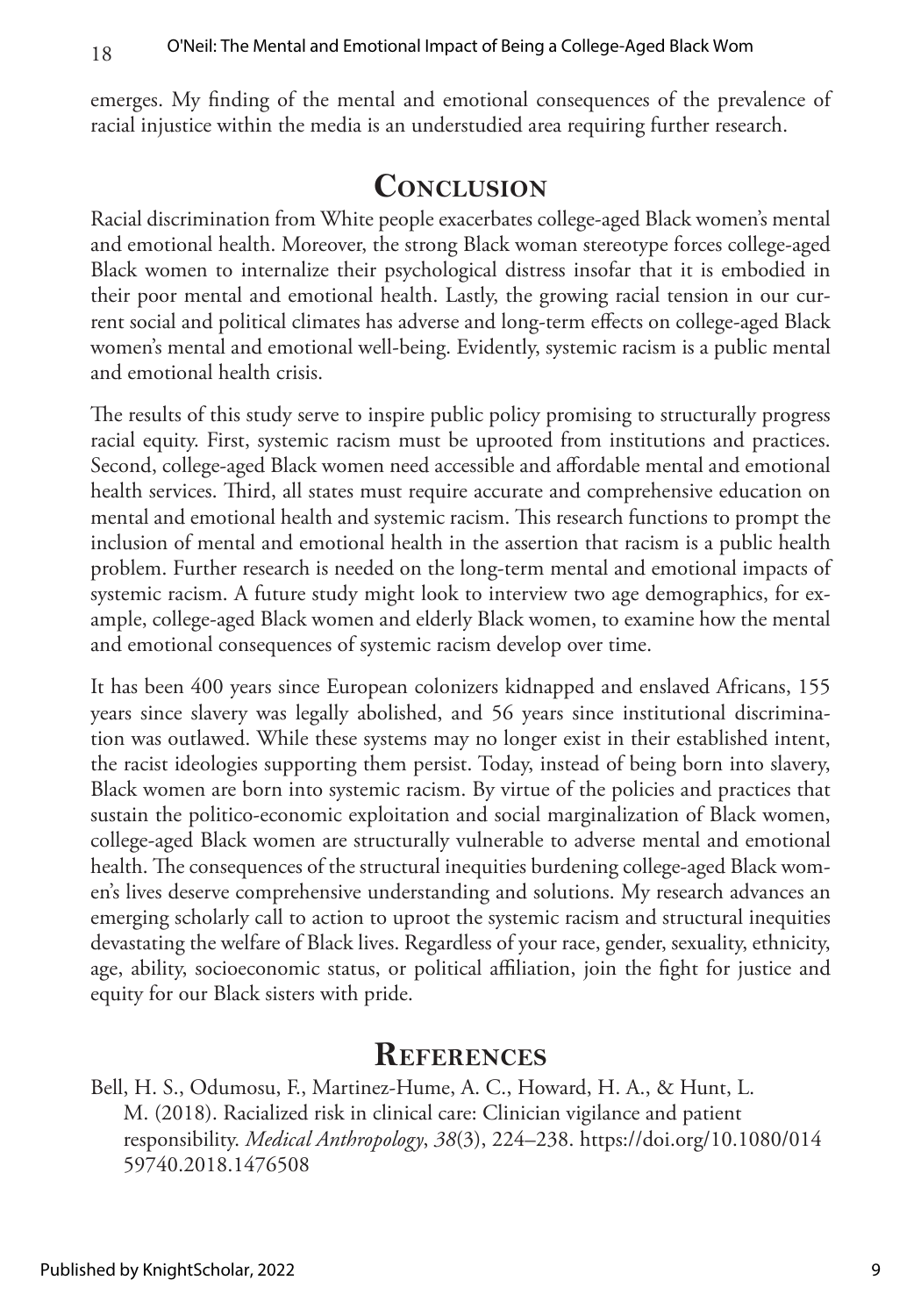emerges. My finding of the mental and emotional consequences of the prevalence of racial injustice within the media is an understudied area requiring further research.

# Conclusion

Racial discrimination from White people exacerbates college-aged Black women's mental and emotional health. Moreover, the strong Black woman stereotype forces college-aged Black women to internalize their psychological distress insofar that it is embodied in their poor mental and emotional health. Lastly, the growing racial tension in our current social and political climates has adverse and long-term effects on college-aged Black women's mental and emotional well-being. Evidently, systemic racism is a public mental and emotional health crisis.

The results of this study serve to inspire public policy promising to structurally progress racial equity. First, systemic racism must be uprooted from institutions and practices. Second, college-aged Black women need accessible and affordable mental and emotional health services. Third, all states must require accurate and comprehensive education on mental and emotional health and systemic racism. This research functions to prompt the inclusion of mental and emotional health in the assertion that racism is a public health problem. Further research is needed on the long-term mental and emotional impacts of systemic racism. A future study might look to interview two age demographics, for example, college-aged Black women and elderly Black women, to examine how the mental and emotional consequences of systemic racism develop over time.

It has been 400 years since European colonizers kidnapped and enslaved Africans, 155 years since slavery was legally abolished, and 56 years since institutional discrimination was outlawed. While these systems may no longer exist in their established intent, the racist ideologies supporting them persist. Today, instead of being born into slavery, Black women are born into systemic racism. By virtue of the policies and practices that sustain the politico-economic exploitation and social marginalization of Black women, college-aged Black women are structurally vulnerable to adverse mental and emotional health. The consequences of the structural inequities burdening college-aged Black women's lives deserve comprehensive understanding and solutions. My research advances an emerging scholarly call to action to uproot the systemic racism and structural inequities devastating the welfare of Black lives. Regardless of your race, gender, sexuality, ethnicity, age, ability, socioeconomic status, or political affiliation, join the fight for justice and equity for our Black sisters with pride.

# References

Bell, H. S., Odumosu, F., Martinez-Hume, A. C., Howard, H. A., & Hunt, L. M. (2018). Racialized risk in clinical care: Clinician vigilance and patient responsibility. *Medical Anthropology*, *38*(3), 224–238. https://doi.org/10.1080/01459740.2018.1476508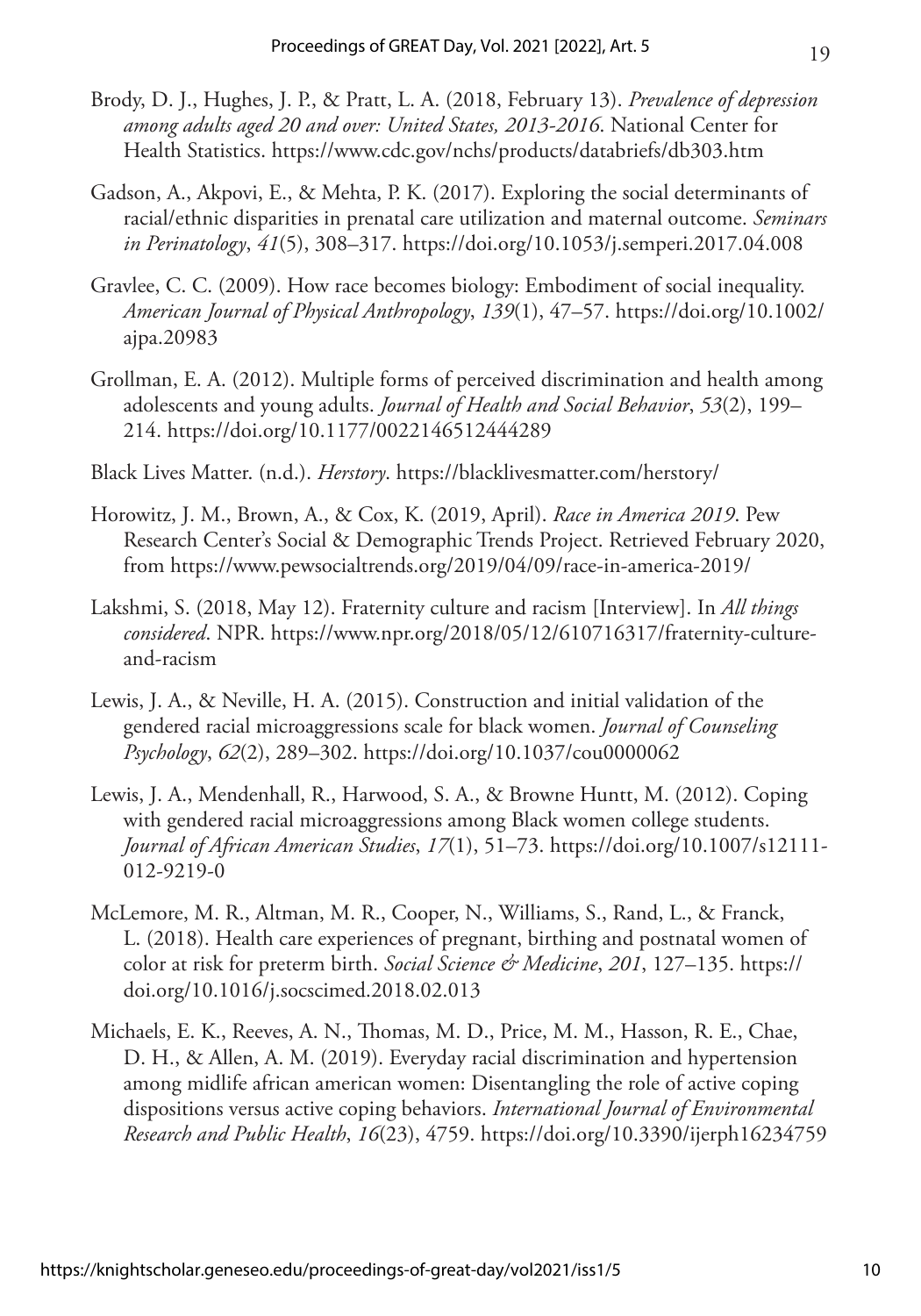Brody, D. J., Hughes, J. P., & Pratt, L. A. (2018, February 13). *Prevalence of depression among adults aged 20 and over: United States, 2013-2016*. National Center for Health Statistics. https://www.cdc.gov/nchs/products/databriefs/db303.htm

Gadson, A., Akpovi, E., & Mehta, P. K. (2017). Exploring the social determinants of racial/ethnic disparities in prenatal care utilization and maternal outcome. *Seminars in Perinatology*, *41*(5), 308–317. https://doi.org/10.1053/j.semperi.2017.04.008

Gravlee, C. C. (2009). How race becomes biology: Embodiment of social inequality. *American Journal of Physical Anthropology*, *139*(1), 47–57. https://doi.org/10.1002/ajpa.20983

Grollman, E. A. (2012). Multiple forms of perceived discrimination and health among adolescents and young adults. *Journal of Health and Social Behavior*, *53*(2), 199–214. https://doi.org/10.1177/0022146512444289

Black Lives Matter. (n.d.). *Herstory*. https://blacklivesmatter.com/herstory/

Horowitz, J. M., Brown, A., & Cox, K. (2019, April). *Race in America 2019*. Pew Research Center's Social & Demographic Trends Project. Retrieved February 2020, from https://www.pewsocialtrends.org/2019/04/09/race-in-america-2019/

Lakshmi, S. (2018, May 12). Fraternity culture and racism [Interview]. In *All things considered*. NPR. https://www.npr.org/2018/05/12/610716317/fraternity-culture-and-racism

Lewis, J. A., & Neville, H. A. (2015). Construction and initial validation of the gendered racial microaggressions scale for black women. *Journal of Counseling Psychology*, *62*(2), 289–302. https://doi.org/10.1037/cou0000062

Lewis, J. A., Mendenhall, R., Harwood, S. A., & Browne Huntt, M. (2012). Coping with gendered racial microaggressions among Black women college students. *Journal of African American Studies*, *17*(1), 51–73. https://doi.org/10.1007/s12111-012-9219-0

McLemore, M. R., Altman, M. R., Cooper, N., Williams, S., Rand, L., & Franck, L. (2018). Health care experiences of pregnant, birthing and postnatal women of color at risk for preterm birth. *Social Science & Medicine*, *201*, 127–135. https://doi.org/10.1016/j.socscimed.2018.02.013

Michaels, E. K., Reeves, A. N., Thomas, M. D., Price, M. M., Hasson, R. E., Chae, D. H., & Allen, A. M. (2019). Everyday racial discrimination and hypertension among midlife african american women: Disentangling the role of active coping dispositions versus active coping behaviors. *International Journal of Environmental Research and Public Health*, *16*(23), 4759. https://doi.org/10.3390/ijerph16234759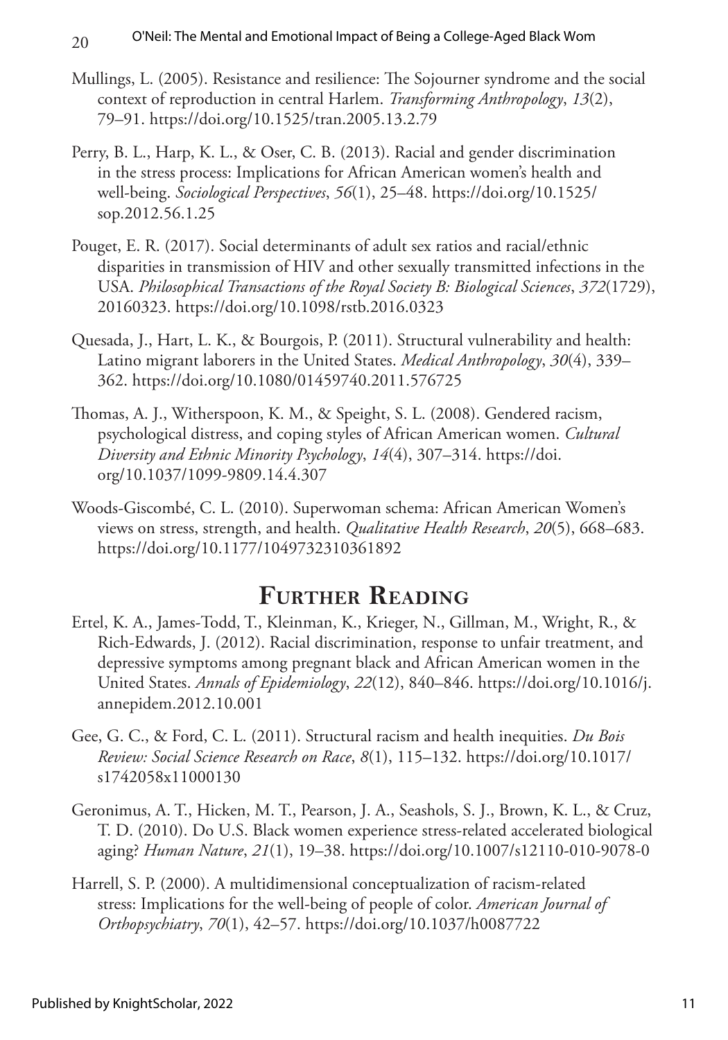Mullings, L. (2005). Resistance and resilience: The Sojourner syndrome and the social context of reproduction in central Harlem. *Transforming Anthropology*, *13*(2), 79–91. https://doi.org/10.1525/tran.2005.13.2.79

Perry, B. L., Harp, K. L., & Oser, C. B. (2013). Racial and gender discrimination in the stress process: Implications for African American women's health and well-being. *Sociological Perspectives*, *56*(1), 25–48. https://doi.org/10.1525/sop.2012.56.1.25

Pouget, E. R. (2017). Social determinants of adult sex ratios and racial/ethnic disparities in transmission of HIV and other sexually transmitted infections in the USA. *Philosophical Transactions of the Royal Society B: Biological Sciences*, *372*(1729), 20160323. https://doi.org/10.1098/rstb.2016.0323

Quesada, J., Hart, L. K., & Bourgois, P. (2011). Structural vulnerability and health: Latino migrant laborers in the United States. *Medical Anthropology*, *30*(4), 339–362. https://doi.org/10.1080/01459740.2011.576725

Thomas, A. J., Witherspoon, K. M., & Speight, S. L. (2008). Gendered racism, psychological distress, and coping styles of African American women. *Cultural Diversity and Ethnic Minority Psychology*, *14*(4), 307–314. https://doi.org/10.1037/1099-9809.14.4.307

Woods-Giscombé, C. L. (2010). Superwoman schema: African American Women's views on stress, strength, and health. *Qualitative Health Research*, *20*(5), 668–683. https://doi.org/10.1177/1049732310361892

## Further Reading

Ertel, K. A., James-Todd, T., Kleinman, K., Krieger, N., Gillman, M., Wright, R., & Rich-Edwards, J. (2012). Racial discrimination, response to unfair treatment, and depressive symptoms among pregnant black and African American women in the United States. *Annals of Epidemiology*, *22*(12), 840–846. https://doi.org/10.1016/j.annepidem.2012.10.001

Gee, G. C., & Ford, C. L. (2011). Structural racism and health inequities. *Du Bois Review: Social Science Research on Race*, *8*(1), 115–132. https://doi.org/10.1017/s1742058x11000130

Geronimus, A. T., Hicken, M. T., Pearson, J. A., Seashols, S. J., Brown, K. L., & Cruz, T. D. (2010). Do U.S. Black women experience stress-related accelerated biological aging? *Human Nature*, *21*(1), 19–38. https://doi.org/10.1007/s12110-010-9078-0

Harrell, S. P. (2000). A multidimensional conceptualization of racism-related stress: Implications for the well-being of people of color. *American Journal of Orthopsychiatry*, *70*(1), 42–57. https://doi.org/10.1037/h0087722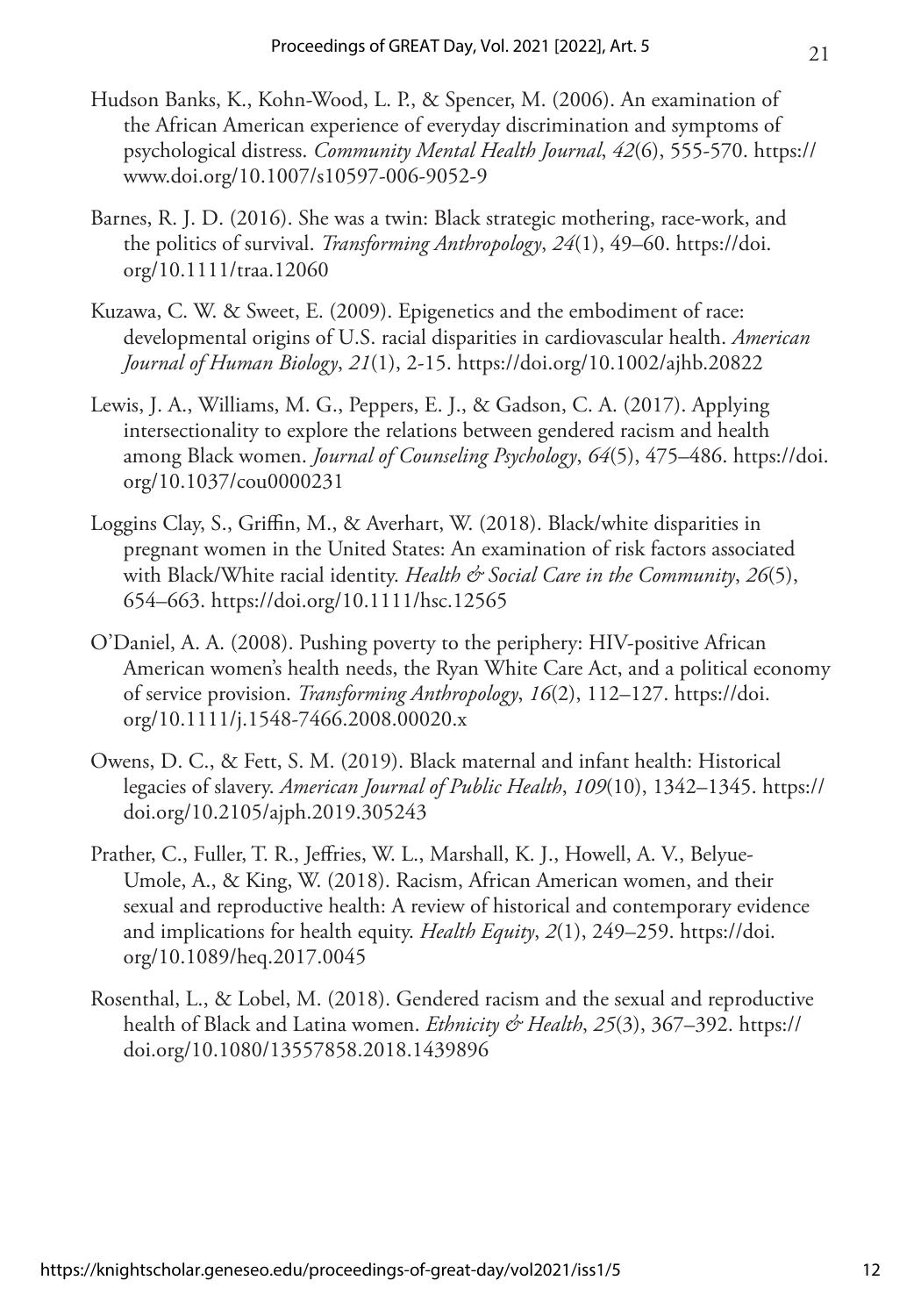Hudson Banks, K., Kohn-Wood, L. P., & Spencer, M. (2006). An examination of the African American experience of everyday discrimination and symptoms of psychological distress. *Community Mental Health Journal*, *42*(6), 555-570. https://www.doi.org/10.1007/s10597-006-9052-9

Barnes, R. J. D. (2016). She was a twin: Black strategic mothering, race-work, and the politics of survival. *Transforming Anthropology*, *24*(1), 49–60. https://doi.org/10.1111/traa.12060

Kuzawa, C. W. & Sweet, E. (2009). Epigenetics and the embodiment of race: developmental origins of U.S. racial disparities in cardiovascular health. *American Journal of Human Biology*, *21*(1), 2-15. https://doi.org/10.1002/ajhb.20822

Lewis, J. A., Williams, M. G., Peppers, E. J., & Gadson, C. A. (2017). Applying intersectionality to explore the relations between gendered racism and health among Black women. *Journal of Counseling Psychology*, *64*(5), 475–486. https://doi.org/10.1037/cou0000231

Loggins Clay, S., Griffin, M., & Averhart, W. (2018). Black/white disparities in pregnant women in the United States: An examination of risk factors associated with Black/White racial identity. *Health & Social Care in the Community*, *26*(5), 654–663. https://doi.org/10.1111/hsc.12565

O'Daniel, A. A. (2008). Pushing poverty to the periphery: HIV-positive African American women's health needs, the Ryan White Care Act, and a political economy of service provision. *Transforming Anthropology*, *16*(2), 112–127. https://doi.org/10.1111/j.1548-7466.2008.00020.x

Owens, D. C., & Fett, S. M. (2019). Black maternal and infant health: Historical legacies of slavery. *American Journal of Public Health*, *109*(10), 1342–1345. https://doi.org/10.2105/ajph.2019.305243

Prather, C., Fuller, T. R., Jeffries, W. L., Marshall, K. J., Howell, A. V., Belyue-Umole, A., & King, W. (2018). Racism, African American women, and their sexual and reproductive health: A review of historical and contemporary evidence and implications for health equity. *Health Equity*, *2*(1), 249–259. https://doi.org/10.1089/heq.2017.0045

Rosenthal, L., & Lobel, M. (2018). Gendered racism and the sexual and reproductive health of Black and Latina women. *Ethnicity & Health*, *25*(3), 367–392. https://doi.org/10.1080/13557858.2018.1439896